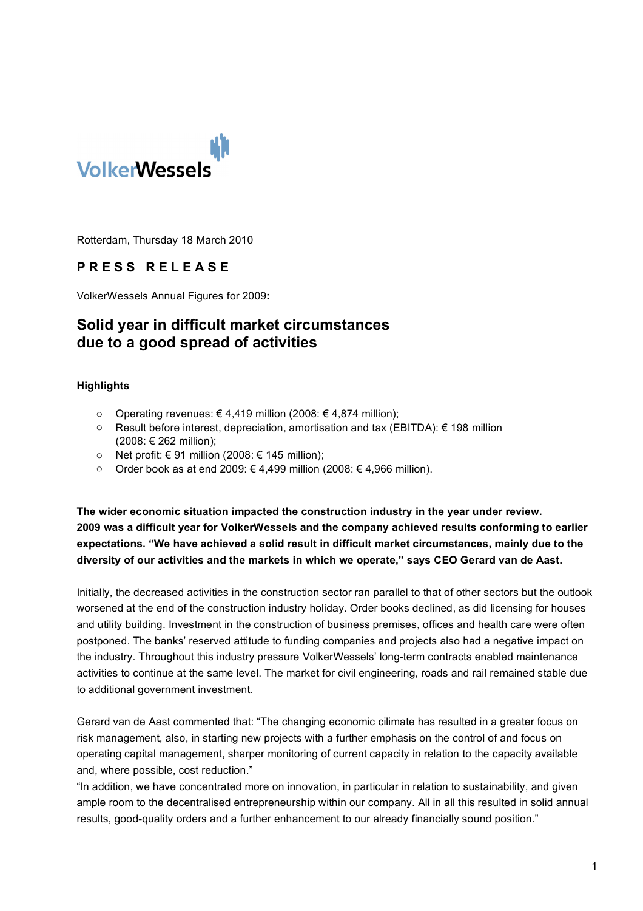VolkerWessels

Rotterdam, Thursday 18 March 2010

**PRESS RELEASE**

VolkerWessels Annual Figures for 2009**:**

# Solid year in difficult market circumstances due to a good spread of activities

**Highlights**

- Operating revenues: € 4,419 million (2008: € 4,874 million);
- Result before interest, depreciation, amortisation and tax (EBITDA): € 198 million (2008: € 262 million);
- Net profit: € 91 million (2008: € 145 million);
- Order book as at end 2009: € 4,499 million (2008: € 4,966 million).

**The wider economic situation impacted the construction industry in the year under review. 2009 was a difficult year for VolkerWessels and the company achieved results conforming to earlier expectations. "We have achieved a solid result in difficult market circumstances, mainly due to the diversity of our activities and the markets in which we operate," says CEO Gerard van de Aast.**

Initially, the decreased activities in the construction sector ran parallel to that of other sectors but the outlook worsened at the end of the construction industry holiday. Order books declined, as did licensing for houses and utility building. Investment in the construction of business premises, offices and health care were often postponed. The banks' reserved attitude to funding companies and projects also had a negative impact on the industry. Throughout this industry pressure VolkerWessels' long-term contracts enabled maintenance activities to continue at the same level. The market for civil engineering, roads and rail remained stable due to additional government investment.

Gerard van de Aast commented that: "The changing economic cilimate has resulted in a greater focus on risk management, also, in starting new projects with a further emphasis on the control of and focus on operating capital management, sharper monitoring of current capacity in relation to the capacity available and, where possible, cost reduction."

"In addition, we have concentrated more on innovation, in particular in relation to sustainability, and given ample room to the decentralised entrepreneurship within our company. All in all this resulted in solid annual results, good-quality orders and a further enhancement to our already financially sound position."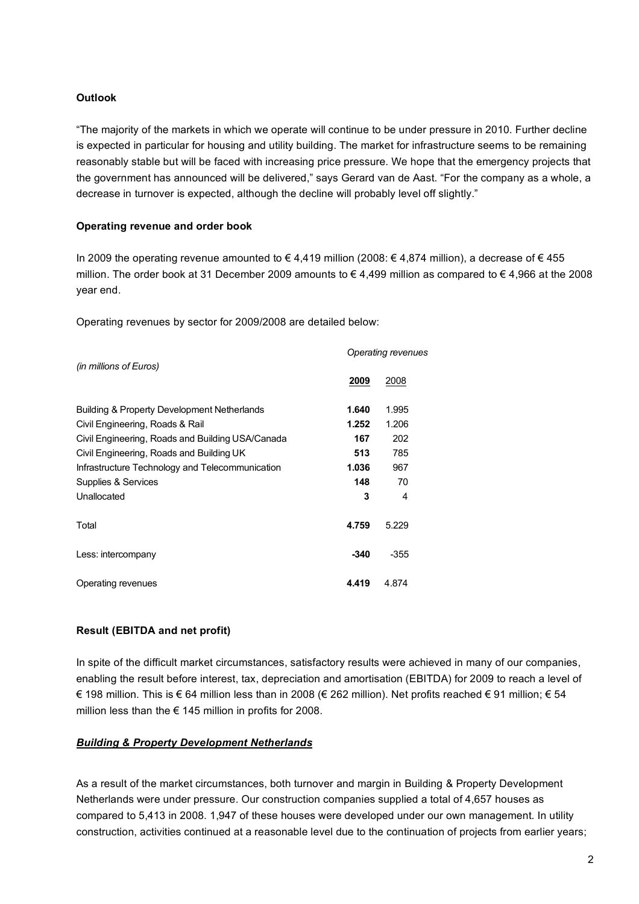**Outlook**

“The majority of the markets in which we operate will continue to be under pressure in 2010. Further decline is expected in particular for housing and utility building. The market for infrastructure seems to be remaining reasonably stable but will be faced with increasing price pressure. We hope that the emergency projects that the government has announced will be delivered,” says Gerard van de Aast. “For the company as a whole, a decrease in turnover is expected, although the decline will probably level off slightly.”

**Operating revenue and order book**

In 2009 the operating revenue amounted to € 4,419 million (2008: € 4,874 million), a decrease of € 455 million. The order book at 31 December 2009 amounts to € 4,499 million as compared to € 4,966 at the 2008 year end.

Operating revenues by sector for 2009/2008 are detailed below:

| *(in millions of Euros)* | *Operating revenues* | |
|---|---|---|
| | **2009** | 2008 |
| Building & Property Development Netherlands | **1.640** | 1.995 |
| Civil Engineering, Roads & Rail | **1.252** | 1.206 |
| Civil Engineering, Roads and Building USA/Canada | **167** | 202 |
| Civil Engineering, Roads and Building UK | **513** | 785 |
| Infrastructure Technology and Telecommunication | **1.036** | 967 |
| Supplies & Services | **148** | 70 |
| Unallocated | **3** | 4 |
| Total | **4.759** | 5.229 |
| Less: intercompany | **-340** | -355 |
| Operating revenues | **4.419** | 4.874 |

**Result (EBITDA and net profit)**

In spite of the difficult market circumstances, satisfactory results were achieved in many of our companies, enabling the result before interest, tax, depreciation and amortisation (EBITDA) for 2009 to reach a level of € 198 million. This is € 64 million less than in 2008 (€ 262 million). Net profits reached € 91 million; € 54 million less than the € 145 million in profits for 2008.

***Building & Property Development Netherlands***

As a result of the market circumstances, both turnover and margin in Building & Property Development Netherlands were under pressure. Our construction companies supplied a total of 4,657 houses as compared to 5,413 in 2008. 1,947 of these houses were developed under our own management. In utility construction, activities continued at a reasonable level due to the continuation of projects from earlier years;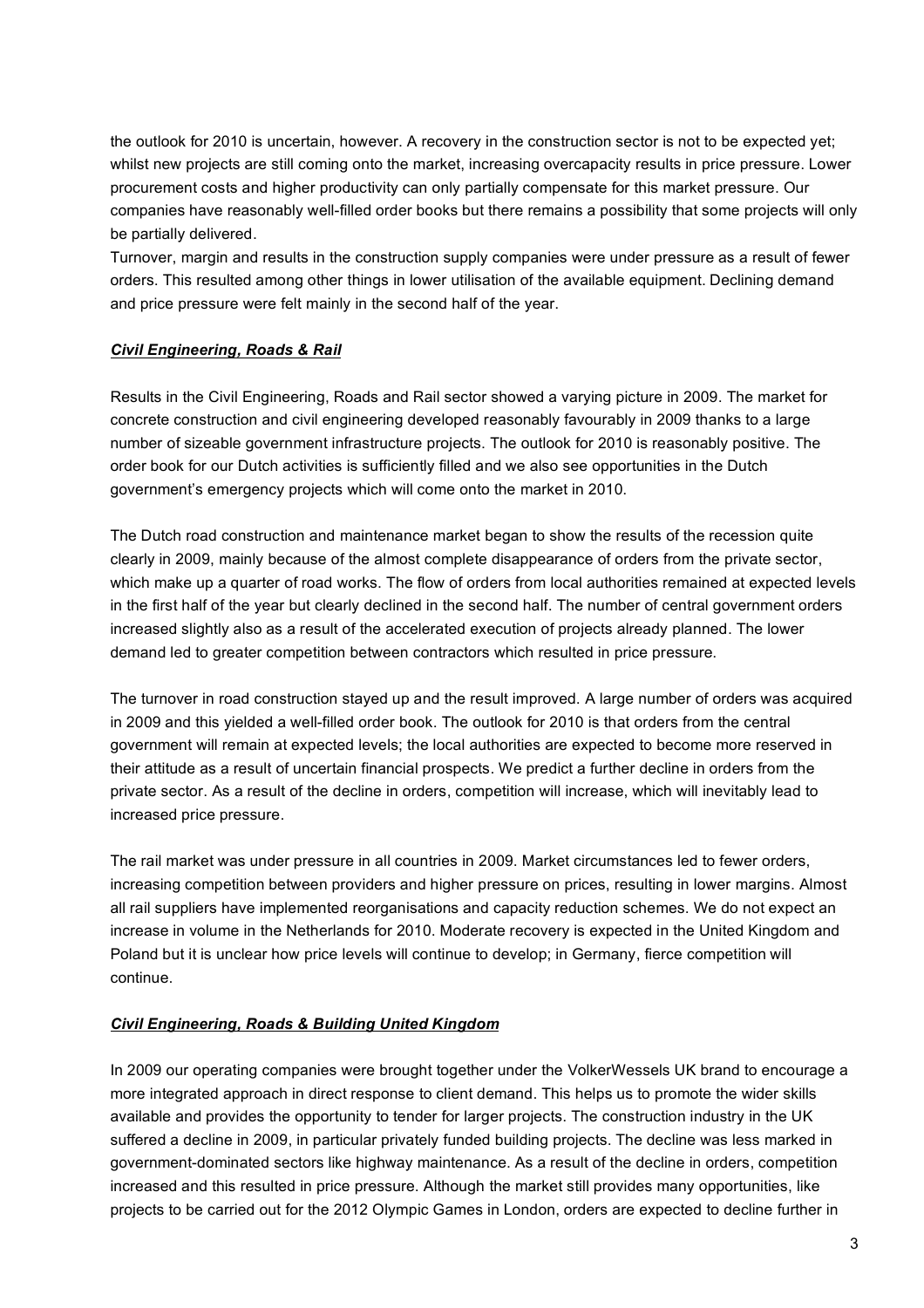the outlook for 2010 is uncertain, however. A recovery in the construction sector is not to be expected yet; whilst new projects are still coming onto the market, increasing overcapacity results in price pressure. Lower procurement costs and higher productivity can only partially compensate for this market pressure. Our companies have reasonably well-filled order books but there remains a possibility that some projects will only be partially delivered.
Turnover, margin and results in the construction supply companies were under pressure as a result of fewer orders. This resulted among other things in lower utilisation of the available equipment. Declining demand and price pressure were felt mainly in the second half of the year.

***Civil Engineering, Roads & Rail***

Results in the Civil Engineering, Roads and Rail sector showed a varying picture in 2009. The market for concrete construction and civil engineering developed reasonably favourably in 2009 thanks to a large number of sizeable government infrastructure projects. The outlook for 2010 is reasonably positive. The order book for our Dutch activities is sufficiently filled and we also see opportunities in the Dutch government's emergency projects which will come onto the market in 2010.

The Dutch road construction and maintenance market began to show the results of the recession quite clearly in 2009, mainly because of the almost complete disappearance of orders from the private sector, which make up a quarter of road works. The flow of orders from local authorities remained at expected levels in the first half of the year but clearly declined in the second half. The number of central government orders increased slightly also as a result of the accelerated execution of projects already planned. The lower demand led to greater competition between contractors which resulted in price pressure.

The turnover in road construction stayed up and the result improved. A large number of orders was acquired in 2009 and this yielded a well-filled order book. The outlook for 2010 is that orders from the central government will remain at expected levels; the local authorities are expected to become more reserved in their attitude as a result of uncertain financial prospects. We predict a further decline in orders from the private sector. As a result of the decline in orders, competition will increase, which will inevitably lead to increased price pressure.

The rail market was under pressure in all countries in 2009. Market circumstances led to fewer orders, increasing competition between providers and higher pressure on prices, resulting in lower margins. Almost all rail suppliers have implemented reorganisations and capacity reduction schemes. We do not expect an increase in volume in the Netherlands for 2010. Moderate recovery is expected in the United Kingdom and Poland but it is unclear how price levels will continue to develop; in Germany, fierce competition will continue.

***Civil Engineering, Roads & Building United Kingdom***

In 2009 our operating companies were brought together under the VolkerWessels UK brand to encourage a more integrated approach in direct response to client demand. This helps us to promote the wider skills available and provides the opportunity to tender for larger projects. The construction industry in the UK suffered a decline in 2009, in particular privately funded building projects. The decline was less marked in government-dominated sectors like highway maintenance. As a result of the decline in orders, competition increased and this resulted in price pressure. Although the market still provides many opportunities, like projects to be carried out for the 2012 Olympic Games in London, orders are expected to decline further in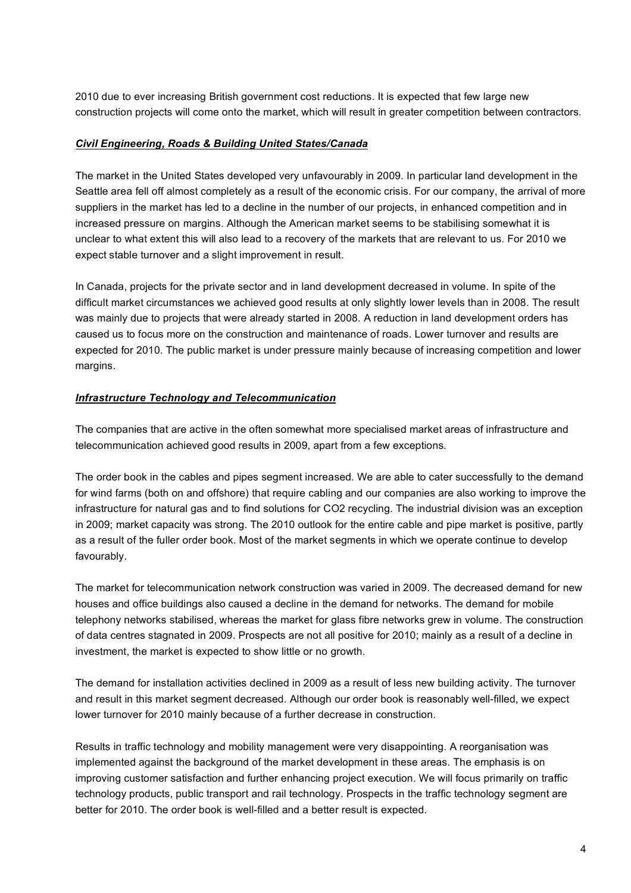2010 due to ever increasing British government cost reductions. It is expected that few large new construction projects will come onto the market, which will result in greater competition between contractors.

***Civil Engineering, Roads & Building United States/Canada***

The market in the United States developed very unfavourably in 2009. In particular land development in the Seattle area fell off almost completely as a result of the economic crisis. For our company, the arrival of more suppliers in the market has led to a decline in the number of our projects, in enhanced competition and in increased pressure on margins. Although the American market seems to be stabilising somewhat it is unclear to what extent this will also lead to a recovery of the markets that are relevant to us. For 2010 we expect stable turnover and a slight improvement in result.

In Canada, projects for the private sector and in land development decreased in volume. In spite of the difficult market circumstances we achieved good results at only slightly lower levels than in 2008. The result was mainly due to projects that were already started in 2008. A reduction in land development orders has caused us to focus more on the construction and maintenance of roads. Lower turnover and results are expected for 2010. The public market is under pressure mainly because of increasing competition and lower margins.

***Infrastructure Technology and Telecommunication***

The companies that are active in the often somewhat more specialised market areas of infrastructure and telecommunication achieved good results in 2009, apart from a few exceptions.

The order book in the cables and pipes segment increased. We are able to cater successfully to the demand for wind farms (both on and offshore) that require cabling and our companies are also working to improve the infrastructure for natural gas and to find solutions for $CO_2$ recycling. The industrial division was an exception in 2009; market capacity was strong. The 2010 outlook for the entire cable and pipe market is positive, partly as a result of the fuller order book. Most of the market segments in which we operate continue to develop favourably.

The market for telecommunication network construction was varied in 2009. The decreased demand for new houses and office buildings also caused a decline in the demand for networks. The demand for mobile telephony networks stabilised, whereas the market for glass fibre networks grew in volume. The construction of data centres stagnated in 2009. Prospects are not all positive for 2010; mainly as a result of a decline in investment, the market is expected to show little or no growth.

The demand for installation activities declined in 2009 as a result of less new building activity. The turnover and result in this market segment decreased. Although our order book is reasonably well-filled, we expect lower turnover for 2010 mainly because of a further decrease in construction.

Results in traffic technology and mobility management were very disappointing. A reorganisation was implemented against the background of the market development in these areas. The emphasis is on improving customer satisfaction and further enhancing project execution. We will focus primarily on traffic technology products, public transport and rail technology. Prospects in the traffic technology segment are better for 2010. The order book is well-filled and a better result is expected.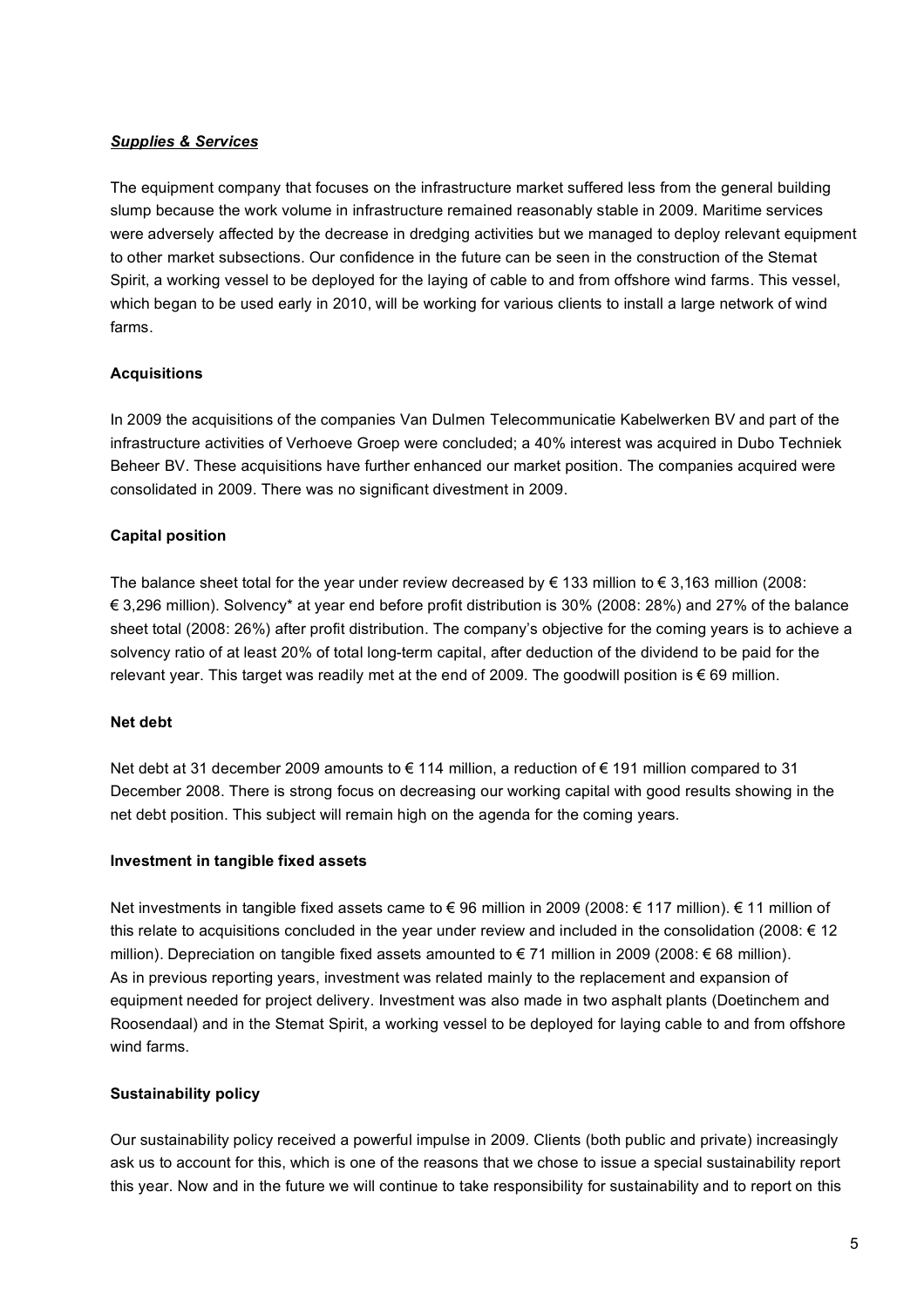***Supplies & Services***

The equipment company that focuses on the infrastructure market suffered less from the general building slump because the work volume in infrastructure remained reasonably stable in 2009. Maritime services were adversely affected by the decrease in dredging activities but we managed to deploy relevant equipment to other market subsections. Our confidence in the future can be seen in the construction of the Stemat Spirit, a working vessel to be deployed for the laying of cable to and from offshore wind farms. This vessel, which began to be used early in 2010, will be working for various clients to install a large network of wind farms.

**Acquisitions**

In 2009 the acquisitions of the companies Van Dulmen Telecommunicatie Kabelwerken BV and part of the infrastructure activities of Verhoeve Groep were concluded; a 40% interest was acquired in Dubo Techniek Beheer BV. These acquisitions have further enhanced our market position. The companies acquired were consolidated in 2009. There was no significant divestment in 2009.

**Capital position**

The balance sheet total for the year under review decreased by € 133 million to € 3,163 million (2008: € 3,296 million). Solvency* at year end before profit distribution is 30% (2008: 28%) and 27% of the balance sheet total (2008: 26%) after profit distribution. The company's objective for the coming years is to achieve a solvency ratio of at least 20% of total long-term capital, after deduction of the dividend to be paid for the relevant year. This target was readily met at the end of 2009. The goodwill position is € 69 million.

**Net debt**

Net debt at 31 december 2009 amounts to € 114 million, a reduction of € 191 million compared to 31 December 2008. There is strong focus on decreasing our working capital with good results showing in the net debt position. This subject will remain high on the agenda for the coming years.

**Investment in tangible fixed assets**

Net investments in tangible fixed assets came to € 96 million in 2009 (2008: € 117 million). € 11 million of this relate to acquisitions concluded in the year under review and included in the consolidation (2008: € 12 million). Depreciation on tangible fixed assets amounted to € 71 million in 2009 (2008: € 68 million).
As in previous reporting years, investment was related mainly to the replacement and expansion of equipment needed for project delivery. Investment was also made in two asphalt plants (Doetinchem and Roosendaal) and in the Stemat Spirit, a working vessel to be deployed for laying cable to and from offshore wind farms.

**Sustainability policy**

Our sustainability policy received a powerful impulse in 2009. Clients (both public and private) increasingly ask us to account for this, which is one of the reasons that we chose to issue a special sustainability report this year. Now and in the future we will continue to take responsibility for sustainability and to report on this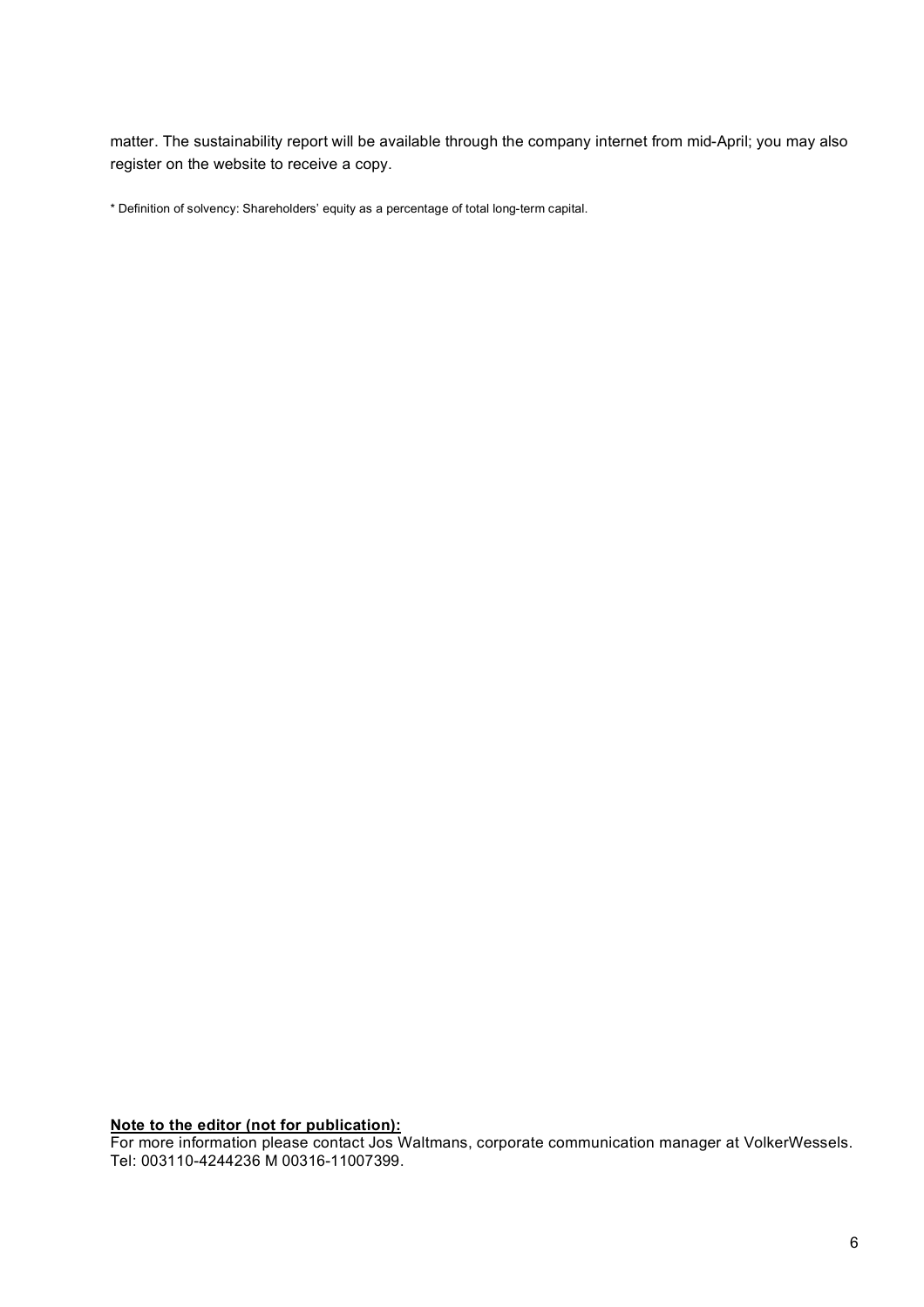matter. The sustainability report will be available through the company internet from mid-April; you may also register on the website to receive a copy.

* Definition of solvency: Shareholders' equity as a percentage of total long-term capital.

**Note to the editor (not for publication):**

For more information please contact Jos Waltmans, corporate communication manager at VolkerWessels. Tel: 003110-4244236 M 00316-11007399.